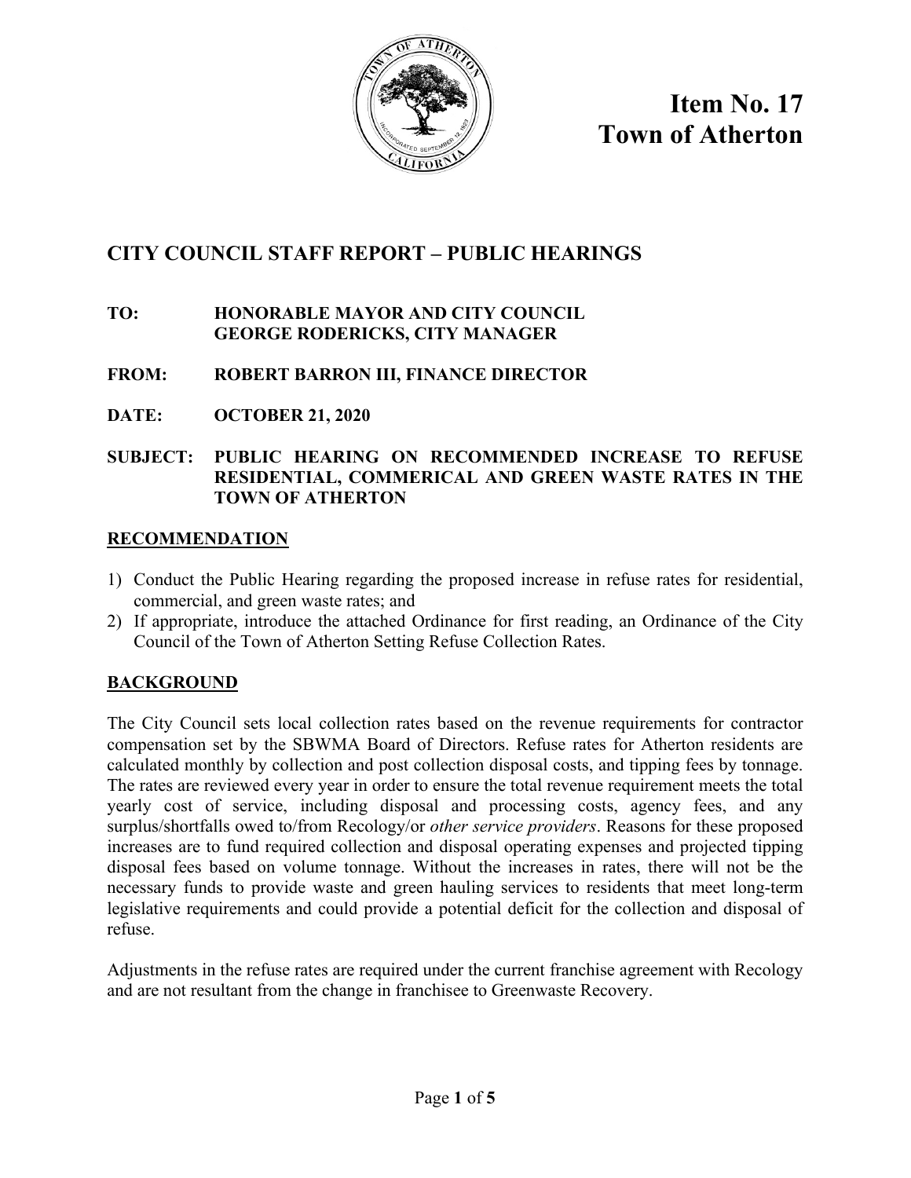# Item No. 17
# Town of Atherton

## CITY COUNCIL STAFF REPORT – PUBLIC HEARINGS

**TO:** HONORABLE MAYOR AND CITY COUNCIL
GEORGE RODERICKS, CITY MANAGER

**FROM:** ROBERT BARRON III, FINANCE DIRECTOR

**DATE:** OCTOBER 21, 2020

**SUBJECT: PUBLIC HEARING ON RECOMMENDED INCREASE TO REFUSE RESIDENTIAL, COMMERICAL AND GREEN WASTE RATES IN THE TOWN OF ATHERTON**

### RECOMMENDATION

1) Conduct the Public Hearing regarding the proposed increase in refuse rates for residential, commercial, and green waste rates; and
2) If appropriate, introduce the attached Ordinance for first reading, an Ordinance of the City Council of the Town of Atherton Setting Refuse Collection Rates.

### BACKGROUND

The City Council sets local collection rates based on the revenue requirements for contractor compensation set by the SBWMA Board of Directors. Refuse rates for Atherton residents are calculated monthly by collection and post collection disposal costs, and tipping fees by tonnage. The rates are reviewed every year in order to ensure the total revenue requirement meets the total yearly cost of service, including disposal and processing costs, agency fees, and any surplus/shortfalls owed to/from Recology/or *other service providers*. Reasons for these proposed increases are to fund required collection and disposal operating expenses and projected tipping disposal fees based on volume tonnage. Without the increases in rates, there will not be the necessary funds to provide waste and green hauling services to residents that meet long-term legislative requirements and could provide a potential deficit for the collection and disposal of refuse.

Adjustments in the refuse rates are required under the current franchise agreement with Recology and are not resultant from the change in franchisee to Greenwaste Recovery.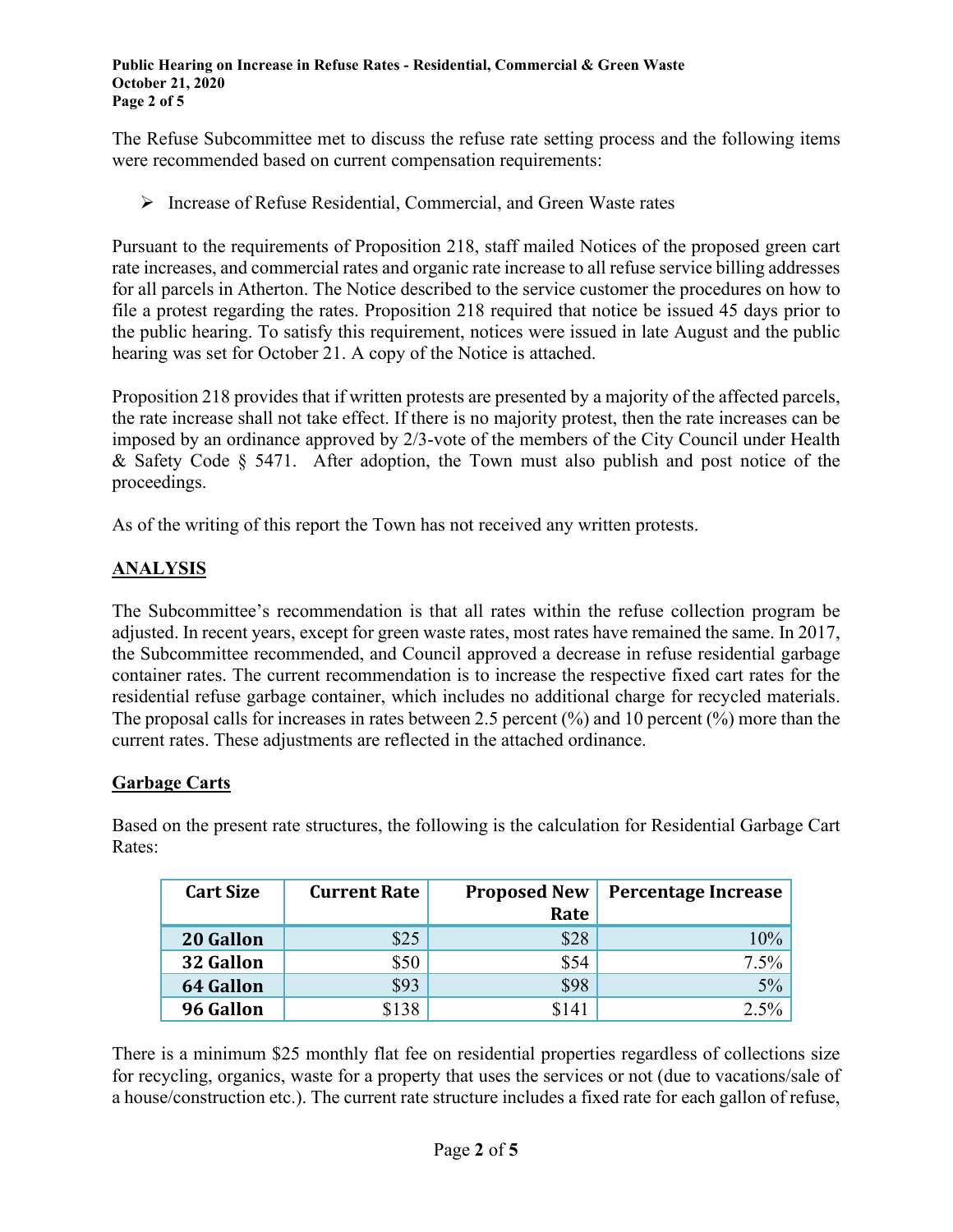The Refuse Subcommittee met to discuss the refuse rate setting process and the following items were recommended based on current compensation requirements:

- Increase of Refuse Residential, Commercial, and Green Waste rates

Pursuant to the requirements of Proposition 218, staff mailed Notices of the proposed green cart rate increases, and commercial rates and organic rate increase to all refuse service billing addresses for all parcels in Atherton. The Notice described to the service customer the procedures on how to file a protest regarding the rates. Proposition 218 required that notice be issued 45 days prior to the public hearing. To satisfy this requirement, notices were issued in late August and the public hearing was set for October 21. A copy of the Notice is attached.

Proposition 218 provides that if written protests are presented by a majority of the affected parcels, the rate increase shall not take effect. If there is no majority protest, then the rate increases can be imposed by an ordinance approved by 2/3-vote of the members of the City Council under Health & Safety Code § 5471. After adoption, the Town must also publish and post notice of the proceedings.

As of the writing of this report the Town has not received any written protests.

## ANALYSIS

The Subcommittee's recommendation is that all rates within the refuse collection program be adjusted. In recent years, except for green waste rates, most rates have remained the same. In 2017, the Subcommittee recommended, and Council approved a decrease in refuse residential garbage container rates. The current recommendation is to increase the respective fixed cart rates for the residential refuse garbage container, which includes no additional charge for recycled materials. The proposal calls for increases in rates between 2.5 percent (%) and 10 percent (%) more than the current rates. These adjustments are reflected in the attached ordinance.

### Garbage Carts

Based on the present rate structures, the following is the calculation for Residential Garbage Cart Rates:

| Cart Size | Current Rate | Proposed New Rate | Percentage Increase |
|---|---|---|---|
| 20 Gallon | $25 | $28 | 10% |
| 32 Gallon | $50 | $54 | 7.5% |
| 64 Gallon | $93 | $98 | 5% |
| 96 Gallon | $138 | $141 | 2.5% |

There is a minimum $25 monthly flat fee on residential properties regardless of collections size for recycling, organics, waste for a property that uses the services or not (due to vacations/sale of a house/construction etc.). The current rate structure includes a fixed rate for each gallon of refuse,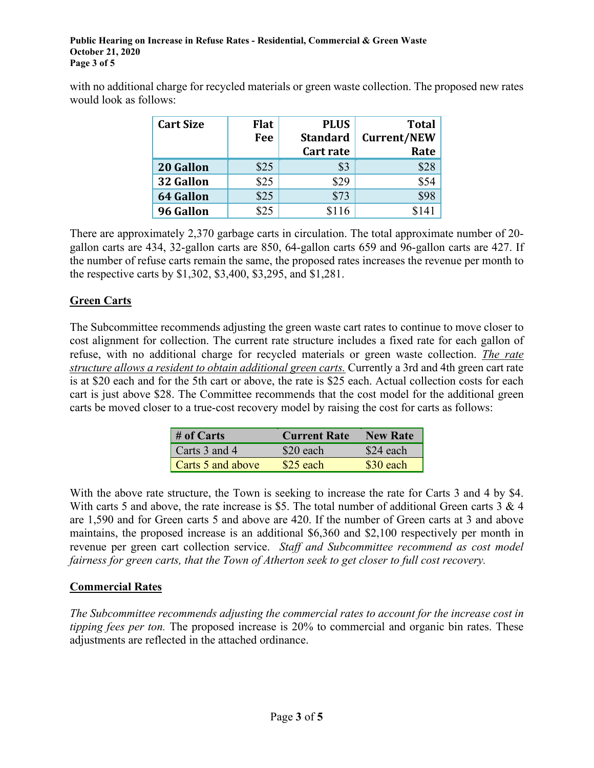with no additional charge for recycled materials or green waste collection. The proposed new rates would look as follows:

| Cart Size | Flat Fee | PLUS Standard Cart rate | Total Current/NEW Rate |
|---|---|---|---|
| **20 Gallon** | $25 | $3 | $28 |
| **32 Gallon** | $25 | $29 | $54 |
| **64 Gallon** | $25 | $73 | $98 |
| **96 Gallon** | $25 | $116 | $141 |

There are approximately 2,370 garbage carts in circulation. The total approximate number of 20-gallon carts are 434, 32-gallon carts are 850, 64-gallon carts 659 and 96-gallon carts are 427. If the number of refuse carts remain the same, the proposed rates increases the revenue per month to the respective carts by $1,302, $3,400, $3,295, and $1,281.

## Green Carts

The Subcommittee recommends adjusting the green waste cart rates to continue to move closer to cost alignment for collection. The current rate structure includes a fixed rate for each gallon of refuse, with no additional charge for recycled materials or green waste collection. *The rate structure allows a resident to obtain additional green carts.* Currently a 3rd and 4th green cart rate is at $20 each and for the 5th cart or above, the rate is $25 each. Actual collection costs for each cart is just above $28. The Committee recommends that the cost model for the additional green carts be moved closer to a true-cost recovery model by raising the cost for carts as follows:

| # of Carts | Current Rate | New Rate |
|---|---|---|
| Carts 3 and 4 | $20 each | $24 each |
| Carts 5 and above | $25 each | $30 each |

With the above rate structure, the Town is seeking to increase the rate for Carts 3 and 4 by $4. With carts 5 and above, the rate increase is $5. The total number of additional Green carts 3 & 4 are 1,590 and for Green carts 5 and above are 420. If the number of Green carts at 3 and above maintains, the proposed increase is an additional $6,360 and $2,100 respectively per month in revenue per green cart collection service. *Staff and Subcommittee recommend as cost model fairness for green carts, that the Town of Atherton seek to get closer to full cost recovery.*

## Commercial Rates

*The Subcommittee recommends adjusting the commercial rates to account for the increase cost in tipping fees per ton.* The proposed increase is 20% to commercial and organic bin rates. These adjustments are reflected in the attached ordinance.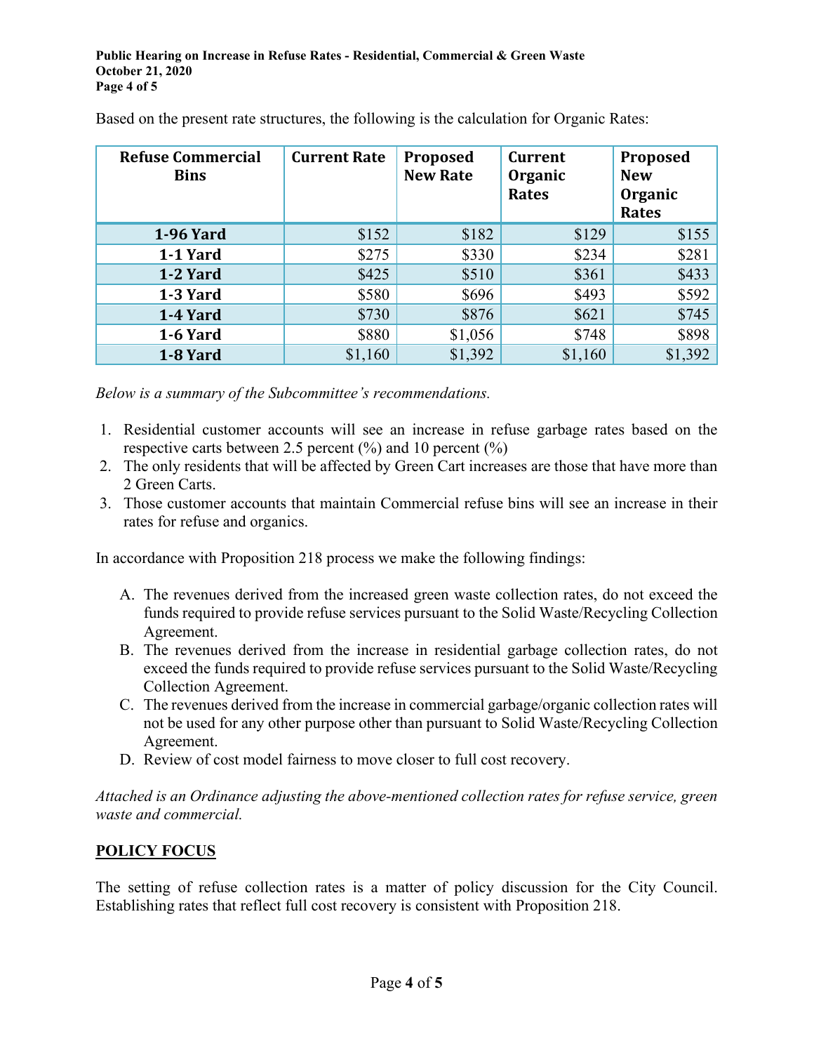Based on the present rate structures, the following is the calculation for Organic Rates:

| Refuse Commercial Bins | Current Rate | Proposed New Rate | Current Organic Rates | Proposed New Organic Rates |
|---|---|---|---|---|
| 1-96 Yard | $152 | $182 | $129 | $155 |
| 1-1 Yard | $275 | $330 | $234 | $281 |
| 1-2 Yard | $425 | $510 | $361 | $433 |
| 1-3 Yard | $580 | $696 | $493 | $592 |
| 1-4 Yard | $730 | $876 | $621 | $745 |
| 1-6 Yard | $880 | $1,056 | $748 | $898 |
| 1-8 Yard | $1,160 | $1,392 | $1,160 | $1,392 |

*Below is a summary of the Subcommittee's recommendations.*

1. Residential customer accounts will see an increase in refuse garbage rates based on the respective carts between 2.5 percent (%) and 10 percent (%)
2. The only residents that will be affected by Green Cart increases are those that have more than 2 Green Carts.
3. Those customer accounts that maintain Commercial refuse bins will see an increase in their rates for refuse and organics.

In accordance with Proposition 218 process we make the following findings:

A. The revenues derived from the increased green waste collection rates, do not exceed the funds required to provide refuse services pursuant to the Solid Waste/Recycling Collection Agreement.

B. The revenues derived from the increase in residential garbage collection rates, do not exceed the funds required to provide refuse services pursuant to the Solid Waste/Recycling Collection Agreement.

C. The revenues derived from the increase in commercial garbage/organic collection rates will not be used for any other purpose other than pursuant to Solid Waste/Recycling Collection Agreement.

D. Review of cost model fairness to move closer to full cost recovery.

*Attached is an Ordinance adjusting the above-mentioned collection rates for refuse service, green waste and commercial.*

## POLICY FOCUS

The setting of refuse collection rates is a matter of policy discussion for the City Council. Establishing rates that reflect full cost recovery is consistent with Proposition 218.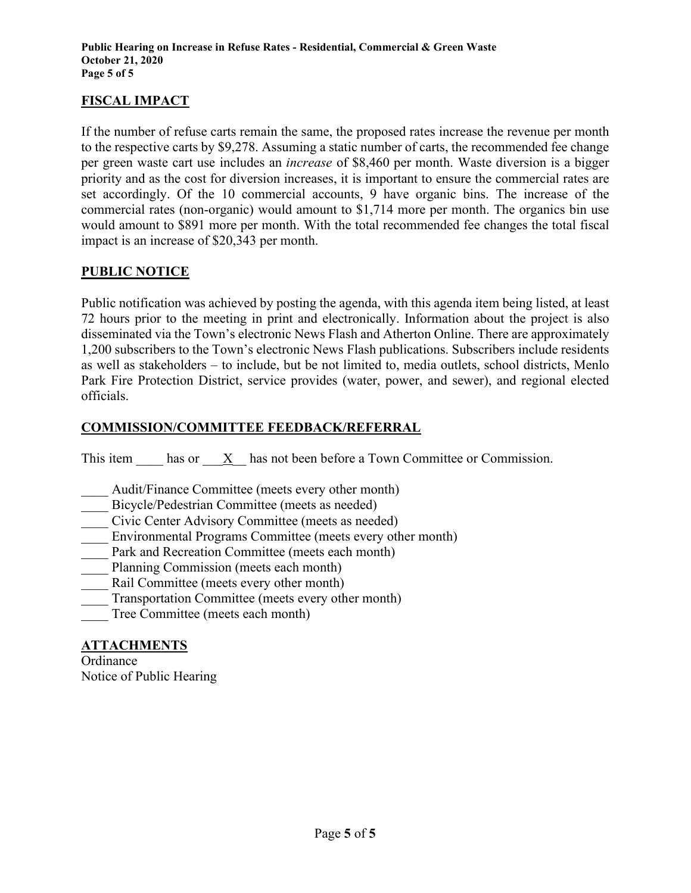## FISCAL IMPACT

If the number of refuse carts remain the same, the proposed rates increase the revenue per month to the respective carts by $9,278. Assuming a static number of carts, the recommended fee change per green waste cart use includes an *increase* of $8,460 per month. Waste diversion is a bigger priority and as the cost for diversion increases, it is important to ensure the commercial rates are set accordingly. Of the 10 commercial accounts, 9 have organic bins. The increase of the commercial rates (non-organic) would amount to $1,714 more per month. The organics bin use would amount to $891 more per month. With the total recommended fee changes the total fiscal impact is an increase of $20,343 per month.

## PUBLIC NOTICE

Public notification was achieved by posting the agenda, with this agenda item being listed, at least 72 hours prior to the meeting in print and electronically. Information about the project is also disseminated via the Town's electronic News Flash and Atherton Online. There are approximately 1,200 subscribers to the Town's electronic News Flash publications. Subscribers include residents as well as stakeholders – to include, but be not limited to, media outlets, school districts, Menlo Park Fire Protection District, service provides (water, power, and sewer), and regional elected officials.

## COMMISSION/COMMITTEE FEEDBACK/REFERRAL

This item ____ has or ___X__ has not been before a Town Committee or Commission.

____ Audit/Finance Committee (meets every other month)
____ Bicycle/Pedestrian Committee (meets as needed)
____ Civic Center Advisory Committee (meets as needed)
____ Environmental Programs Committee (meets every other month)
____ Park and Recreation Committee (meets each month)
____ Planning Commission (meets each month)
____ Rail Committee (meets every other month)
____ Transportation Committee (meets every other month)
____ Tree Committee (meets each month)

## ATTACHMENTS

Ordinance
Notice of Public Hearing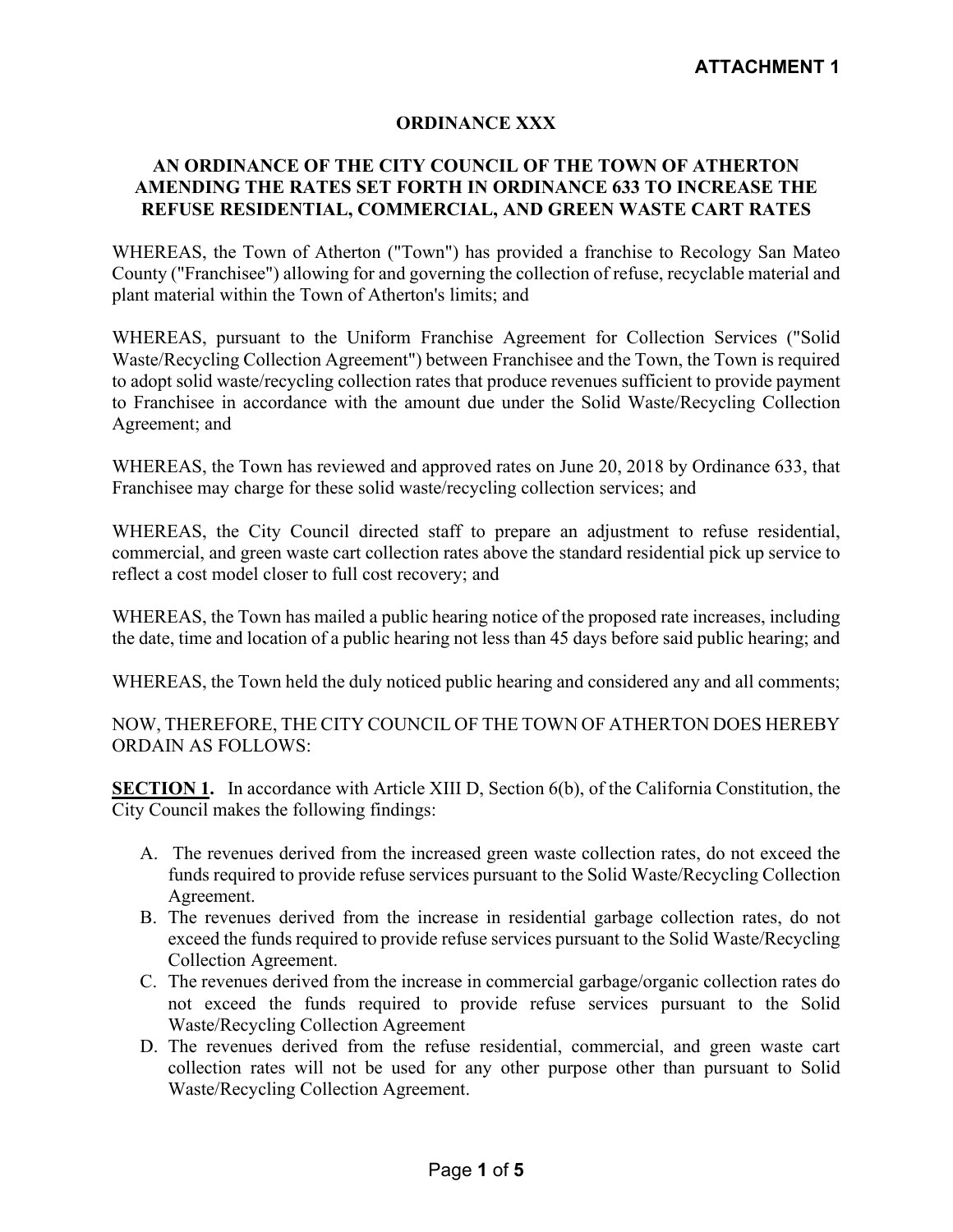**ATTACHMENT 1**

**ORDINANCE XXX**

**AN ORDINANCE OF THE CITY COUNCIL OF THE TOWN OF ATHERTON AMENDING THE RATES SET FORTH IN ORDINANCE 633 TO INCREASE THE REFUSE RESIDENTIAL, COMMERCIAL, AND GREEN WASTE CART RATES**

WHEREAS, the Town of Atherton ("Town") has provided a franchise to Recology San Mateo County ("Franchisee") allowing for and governing the collection of refuse, recyclable material and plant material within the Town of Atherton's limits; and

WHEREAS, pursuant to the Uniform Franchise Agreement for Collection Services ("Solid Waste/Recycling Collection Agreement") between Franchisee and the Town, the Town is required to adopt solid waste/recycling collection rates that produce revenues sufficient to provide payment to Franchisee in accordance with the amount due under the Solid Waste/Recycling Collection Agreement; and

WHEREAS, the Town has reviewed and approved rates on June 20, 2018 by Ordinance 633, that Franchisee may charge for these solid waste/recycling collection services; and

WHEREAS, the City Council directed staff to prepare an adjustment to refuse residential, commercial, and green waste cart collection rates above the standard residential pick up service to reflect a cost model closer to full cost recovery; and

WHEREAS, the Town has mailed a public hearing notice of the proposed rate increases, including the date, time and location of a public hearing not less than 45 days before said public hearing; and

WHEREAS, the Town held the duly noticed public hearing and considered any and all comments;

NOW, THEREFORE, THE CITY COUNCIL OF THE TOWN OF ATHERTON DOES HEREBY ORDAIN AS FOLLOWS:

**SECTION 1.** In accordance with Article XIII D, Section 6(b), of the California Constitution, the City Council makes the following findings:

A. The revenues derived from the increased green waste collection rates, do not exceed the funds required to provide refuse services pursuant to the Solid Waste/Recycling Collection Agreement.
B. The revenues derived from the increase in residential garbage collection rates, do not exceed the funds required to provide refuse services pursuant to the Solid Waste/Recycling Collection Agreement.
C. The revenues derived from the increase in commercial garbage/organic collection rates do not exceed the funds required to provide refuse services pursuant to the Solid Waste/Recycling Collection Agreement
D. The revenues derived from the refuse residential, commercial, and green waste cart collection rates will not be used for any other purpose other than pursuant to Solid Waste/Recycling Collection Agreement.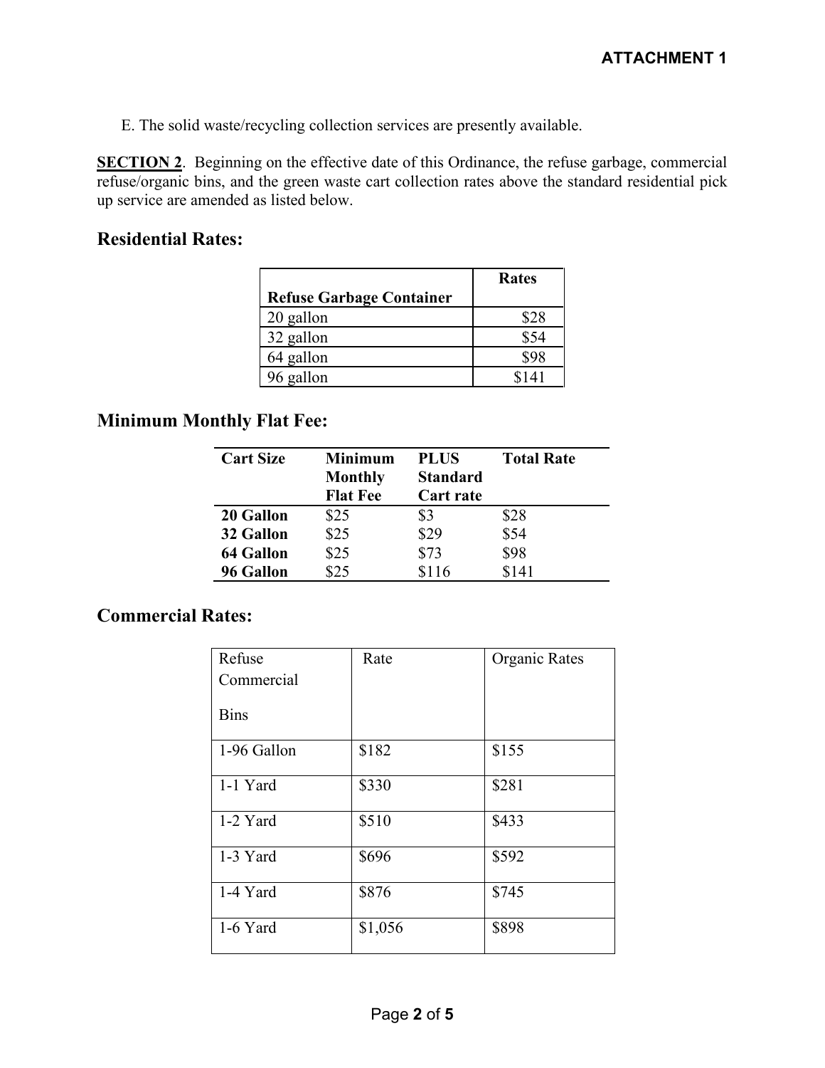**ATTACHMENT 1**

E. The solid waste/recycling collection services are presently available.

**SECTION 2**. Beginning on the effective date of this Ordinance, the refuse garbage, commercial refuse/organic bins, and the green waste cart collection rates above the standard residential pick up service are amended as listed below.

## Residential Rates:

| Refuse Garbage Container | Rates |
|---|---|
| 20 gallon | $28 |
| 32 gallon | $54 |
| 64 gallon | $98 |
| 96 gallon | $141 |

## Minimum Monthly Flat Fee:

| Cart Size | Minimum Monthly Flat Fee | PLUS Standard Cart rate | Total Rate |
|---|---|---|---|
| **20 Gallon** | $25 | $3 | $28 |
| **32 Gallon** | $25 | $29 | $54 |
| **64 Gallon** | $25 | $73 | $98 |
| **96 Gallon** | $25 | $116 | $141 |

## Commercial Rates:

| Refuse Commercial Bins | Rate | Organic Rates |
|---|---|---|
| 1-96 Gallon | $182 | $155 |
| 1-1 Yard | $330 | $281 |
| 1-2 Yard | $510 | $433 |
| 1-3 Yard | $696 | $592 |
| 1-4 Yard | $876 | $745 |
| 1-6 Yard | $1,056 | $898 |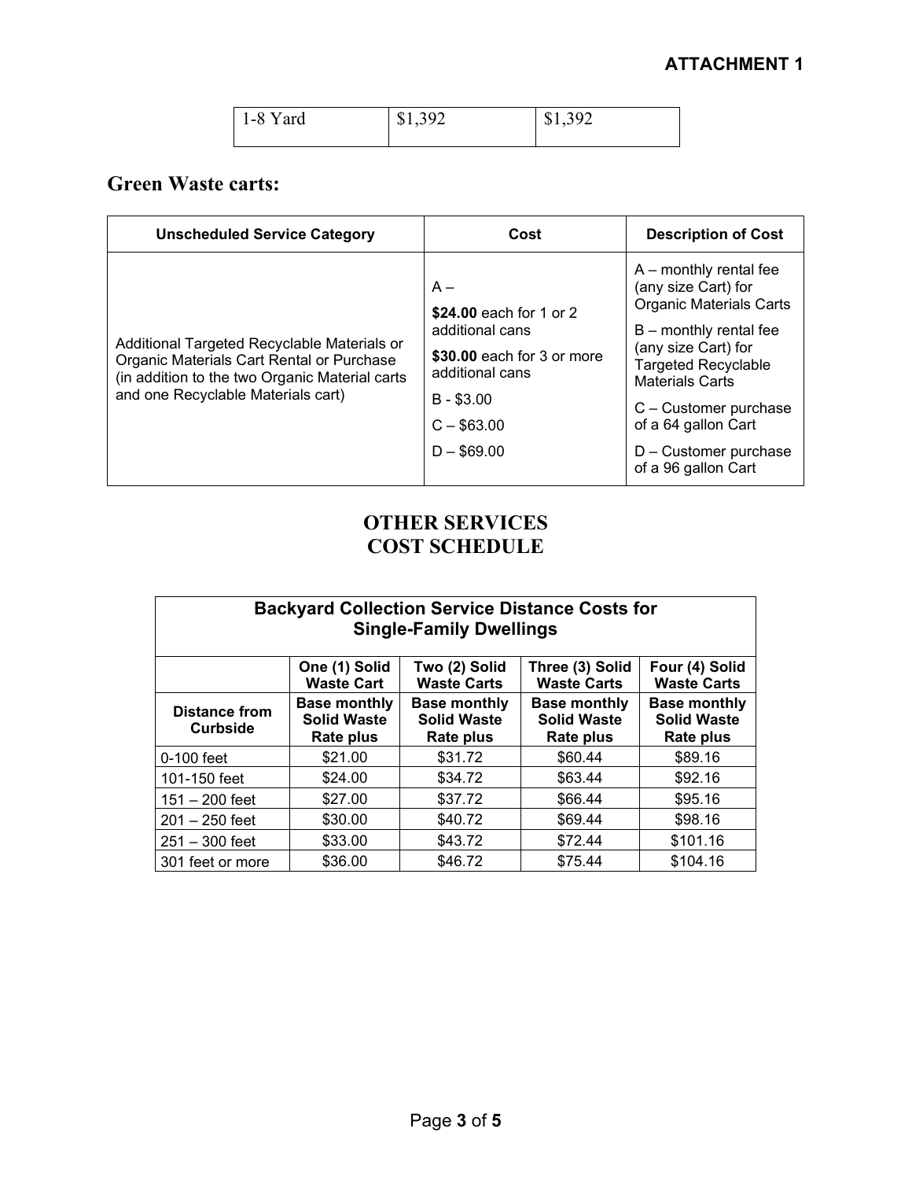**ATTACHMENT 1**

| 1-8 Yard | \$1,392 | \$1,392 |
|---|---|---|

## Green Waste carts:

| Unscheduled Service Category | Cost | Description of Cost |
|---|---|---|
| Additional Targeted Recyclable Materials or Organic Materials Cart Rental or Purchase (in addition to the two Organic Material carts and one Recyclable Materials cart) | A –<br>**\$24.00** each for 1 or 2 additional cans<br>**\$30.00** each for 3 or more additional cans<br>B - \$3.00<br>C – \$63.00<br>D – \$69.00 | A – monthly rental fee (any size Cart) for Organic Materials Carts<br>B – monthly rental fee (any size Cart) for Targeted Recyclable Materials Carts<br>C – Customer purchase of a 64 gallon Cart<br>D – Customer purchase of a 96 gallon Cart |

## OTHER SERVICES COST SCHEDULE

| Backyard Collection Service Distance Costs for Single-Family Dwellings | | | | |
|---|---|---|---|---|
| | **One (1) Solid Waste Cart** | **Two (2) Solid Waste Carts** | **Three (3) Solid Waste Carts** | **Four (4) Solid Waste Carts** |
| **Distance from Curbside** | **Base monthly Solid Waste Rate plus** | **Base monthly Solid Waste Rate plus** | **Base monthly Solid Waste Rate plus** | **Base monthly Solid Waste Rate plus** |
| 0-100 feet | \$21.00 | \$31.72 | \$60.44 | \$89.16 |
| 101-150 feet | \$24.00 | \$34.72 | \$63.44 | \$92.16 |
| 151 – 200 feet | \$27.00 | \$37.72 | \$66.44 | \$95.16 |
| 201 – 250 feet | \$30.00 | \$40.72 | \$69.44 | \$98.16 |
| 251 – 300 feet | \$33.00 | \$43.72 | \$72.44 | \$101.16 |
| 301 feet or more | \$36.00 | \$46.72 | \$75.44 | \$104.16 |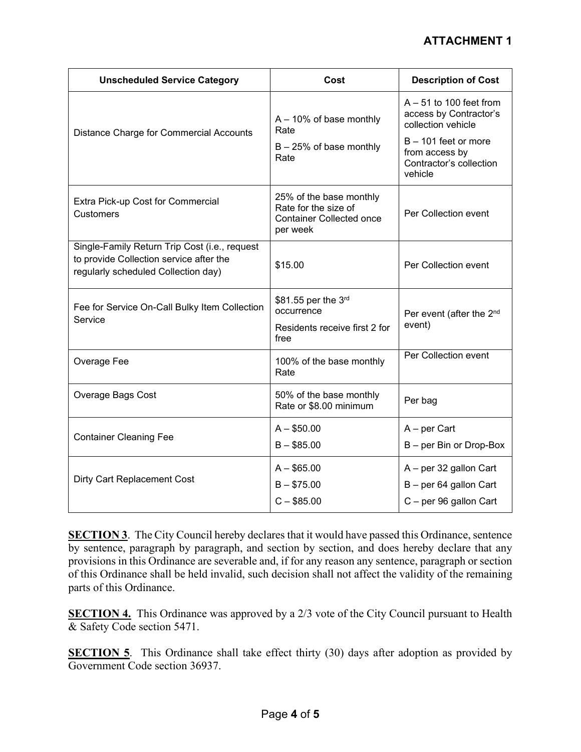**ATTACHMENT 1**

| Unscheduled Service Category | Cost | Description of Cost |
|---|---|---|
| Distance Charge for Commercial Accounts | A – 10% of base monthly Rate<br>B – 25% of base monthly Rate | A – 51 to 100 feet from access by Contractor's collection vehicle<br>B – 101 feet or more from access by Contractor's collection vehicle |
| Extra Pick-up Cost for Commercial Customers | 25% of the base monthly Rate for the size of Container Collected once per week | Per Collection event |
| Single-Family Return Trip Cost (i.e., request to provide Collection service after the regularly scheduled Collection day) | $15.00 | Per Collection event |
| Fee for Service On-Call Bulky Item Collection Service | $81.55 per the 3rd occurrence<br>Residents receive first 2 for free | Per event (after the 2nd event) |
| Overage Fee | 100% of the base monthly Rate | Per Collection event |
| Overage Bags Cost | 50% of the base monthly Rate or $8.00 minimum | Per bag |
| Container Cleaning Fee | A – $50.00<br>B – $85.00 | A – per Cart<br>B – per Bin or Drop-Box |
| Dirty Cart Replacement Cost | A – $65.00<br>B – $75.00<br>C – $85.00 | A – per 32 gallon Cart<br>B – per 64 gallon Cart<br>C – per 96 gallon Cart |

**SECTION 3**. The City Council hereby declares that it would have passed this Ordinance, sentence by sentence, paragraph by paragraph, and section by section, and does hereby declare that any provisions in this Ordinance are severable and, if for any reason any sentence, paragraph or section of this Ordinance shall be held invalid, such decision shall not affect the validity of the remaining parts of this Ordinance.

**SECTION 4.** This Ordinance was approved by a 2/3 vote of the City Council pursuant to Health & Safety Code section 5471.

**SECTION 5**. This Ordinance shall take effect thirty (30) days after adoption as provided by Government Code section 36937.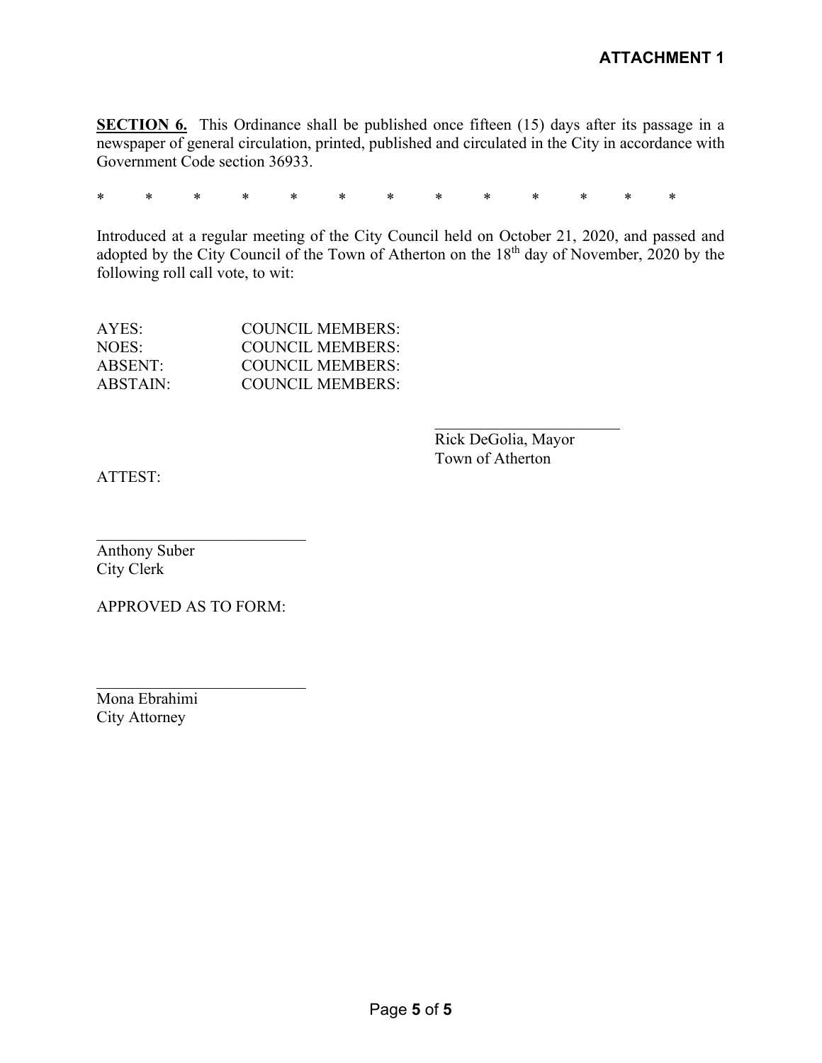**ATTACHMENT 1**

**SECTION 6.** This Ordinance shall be published once fifteen (15) days after its passage in a newspaper of general circulation, printed, published and circulated in the City in accordance with Government Code section 36933.

\* \* \* \* \* \* \* \* \* \* \* \* \*

Introduced at a regular meeting of the City Council held on October 21, 2020, and passed and adopted by the City Council of the Town of Atherton on the 18th day of November, 2020 by the following roll call vote, to wit:

AYES: COUNCIL MEMBERS:
NOES: COUNCIL MEMBERS:
ABSENT: COUNCIL MEMBERS:
ABSTAIN: COUNCIL MEMBERS:

\_\_\_\_\_\_\_\_\_\_\_\_\_\_\_\_\_\_\_\_\_\_\_\_
Rick DeGolia, Mayor
Town of Atherton

ATTEST:

\_\_\_\_\_\_\_\_\_\_\_\_\_\_\_\_\_\_\_\_\_\_\_\_\_\_
Anthony Suber
City Clerk

APPROVED AS TO FORM:

\_\_\_\_\_\_\_\_\_\_\_\_\_\_\_\_\_\_\_\_\_\_\_\_\_\_
Mona Ebrahimi
City Attorney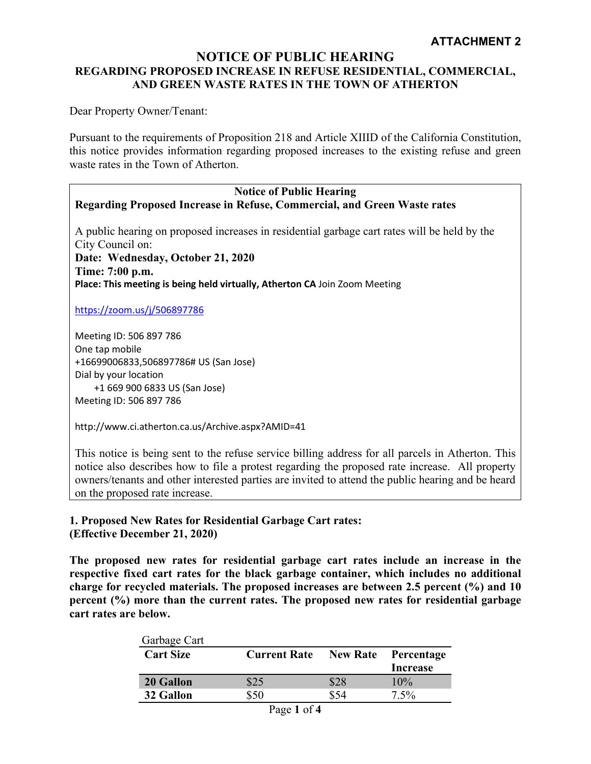**ATTACHMENT 2**

# NOTICE OF PUBLIC HEARING

## REGARDING PROPOSED INCREASE IN REFUSE RESIDENTIAL, COMMERCIAL, AND GREEN WASTE RATES IN THE TOWN OF ATHERTON

Dear Property Owner/Tenant:

Pursuant to the requirements of Proposition 218 and Article XIIID of the California Constitution, this notice provides information regarding proposed increases to the existing refuse and green waste rates in the Town of Atherton.

**Notice of Public Hearing**
**Regarding Proposed Increase in Refuse, Commercial, and Green Waste rates**

A public hearing on proposed increases in residential garbage cart rates will be held by the City Council on:

**Date: Wednesday, October 21, 2020**
**Time: 7:00 p.m.**
**Place: This meeting is being held virtually, Atherton CA** Join Zoom Meeting

https://zoom.us/j/506897786

Meeting ID: 506 897 786
One tap mobile
+16699006833,506897786# US (San Jose)
Dial by your location
+1 669 900 6833 US (San Jose)
Meeting ID: 506 897 786

http://www.ci.atherton.ca.us/Archive.aspx?AMID=41

This notice is being sent to the refuse service billing address for all parcels in Atherton. This notice also describes how to file a protest regarding the proposed rate increase. All property owners/tenants and other interested parties are invited to attend the public hearing and be heard on the proposed rate increase.

**1. Proposed New Rates for Residential Garbage Cart rates:**
**(Effective December 21, 2020)**

**The proposed new rates for residential garbage cart rates include an increase in the respective fixed cart rates for the black garbage container, which includes no additional charge for recycled materials. The proposed increases are between 2.5 percent (%) and 10 percent (%) more than the current rates. The proposed new rates for residential garbage cart rates are below.**

Garbage Cart

| Cart Size | Current Rate | New Rate | Percentage Increase |
|---|---|---|---|
| **20 Gallon** | $25 | $28 | 10% |
| **32 Gallon** | $50 | $54 | 7.5% |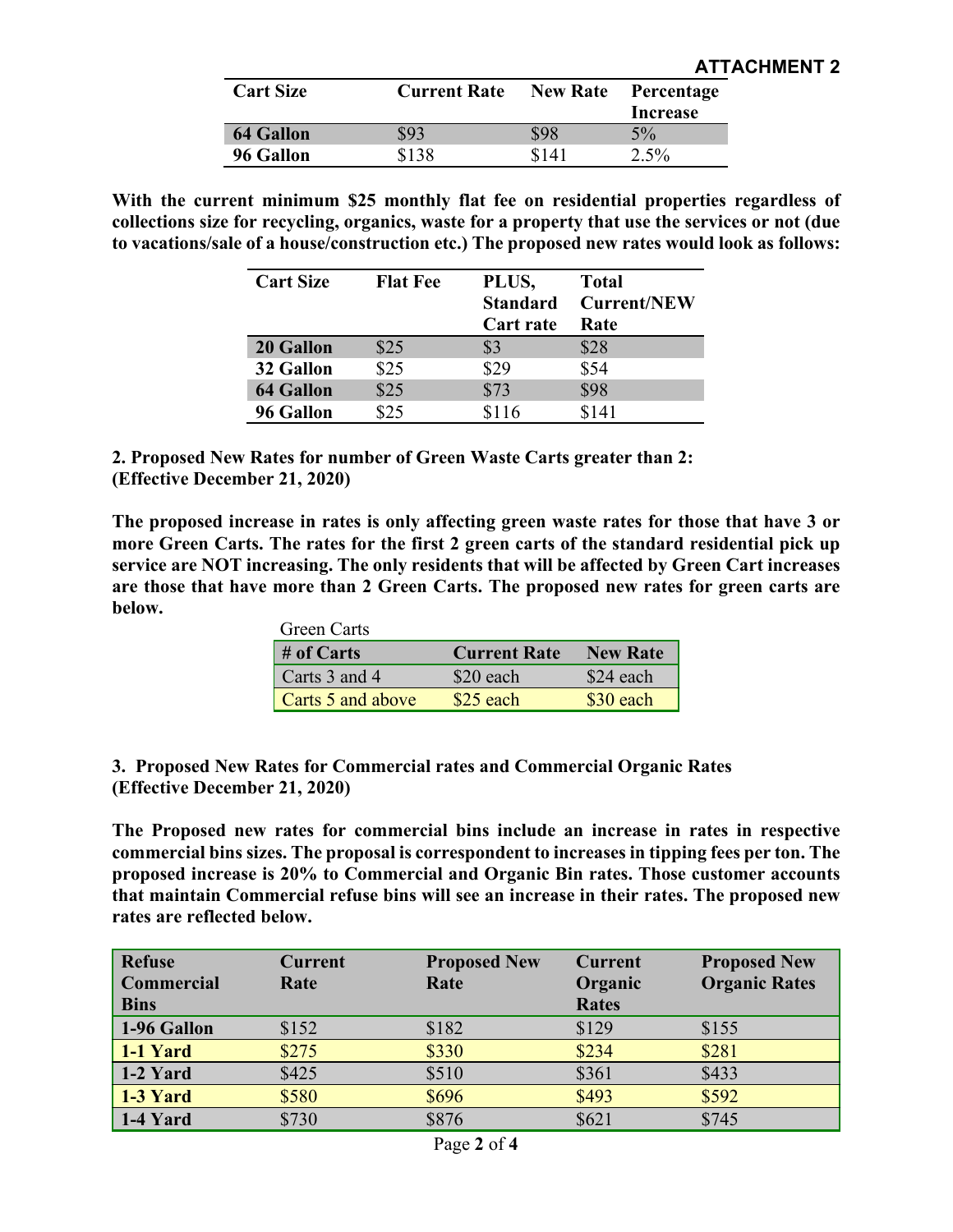**ATTACHMENT 2**

| Cart Size | Current Rate | New Rate | Percentage Increase |
|---|---|---|---|
| **64 Gallon** | $93 | $98 | 5% |
| **96 Gallon** | $138 | $141 | 2.5% |

**With the current minimum $25 monthly flat fee on residential properties regardless of collections size for recycling, organics, waste for a property that use the services or not (due to vacations/sale of a house/construction etc.) The proposed new rates would look as follows:**

| Cart Size | Flat Fee | PLUS, Standard Cart rate | Total Current/NEW Rate |
|---|---|---|---|
| **20 Gallon** | $25 | $3 | $28 |
| **32 Gallon** | $25 | $29 | $54 |
| **64 Gallon** | $25 | $73 | $98 |
| **96 Gallon** | $25 | $116 | $141 |

**2. Proposed New Rates for number of Green Waste Carts greater than 2: (Effective December 21, 2020)**

**The proposed increase in rates is only affecting green waste rates for those that have 3 or more Green Carts. The rates for the first 2 green carts of the standard residential pick up service are NOT increasing. The only residents that will be affected by Green Cart increases are those that have more than 2 Green Carts. The proposed new rates for green carts are below.**

Green Carts

| # of Carts | Current Rate | New Rate |
|---|---|---|
| Carts 3 and 4 | $20 each | $24 each |
| Carts 5 and above | $25 each | $30 each |

**3. Proposed New Rates for Commercial rates and Commercial Organic Rates (Effective December 21, 2020)**

**The Proposed new rates for commercial bins include an increase in rates in respective commercial bins sizes. The proposal is correspondent to increases in tipping fees per ton. The proposed increase is 20% to Commercial and Organic Bin rates. Those customer accounts that maintain Commercial refuse bins will see an increase in their rates. The proposed new rates are reflected below.**

| Refuse Commercial Bins | Current Rate | Proposed New Rate | Current Organic Rates | Proposed New Organic Rates |
|---|---|---|---|---|
| **1-96 Gallon** | $152 | $182 | $129 | $155 |
| **1-1 Yard** | $275 | $330 | $234 | $281 |
| **1-2 Yard** | $425 | $510 | $361 | $433 |
| **1-3 Yard** | $580 | $696 | $493 | $592 |
| **1-4 Yard** | $730 | $876 | $621 | $745 |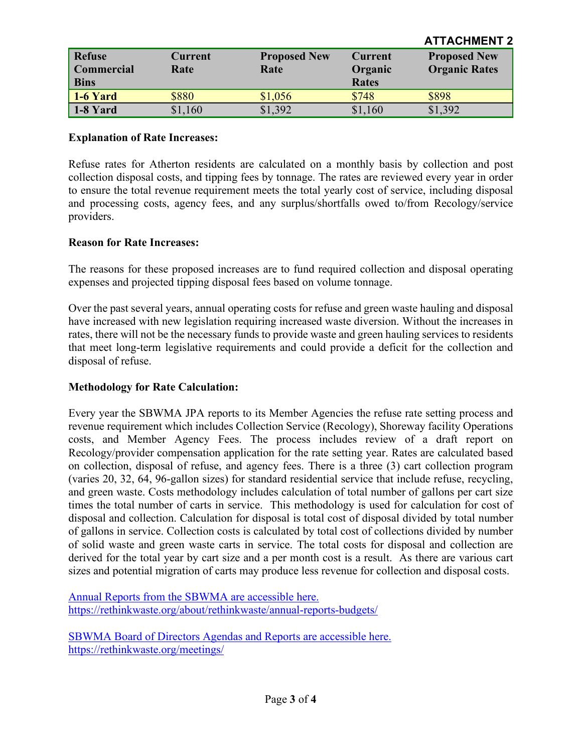**ATTACHMENT 2**

| Refuse Commercial Bins | Current Rate | Proposed New Rate | Current Organic Rates | Proposed New Organic Rates |
|---|---|---|---|---|
| **1-6 Yard** | $880 | $1,056 | $748 | $898 |
| **1-8 Yard** | $1,160 | $1,392 | $1,160 | $1,392 |

**Explanation of Rate Increases:**

Refuse rates for Atherton residents are calculated on a monthly basis by collection and post collection disposal costs, and tipping fees by tonnage. The rates are reviewed every year in order to ensure the total revenue requirement meets the total yearly cost of service, including disposal and processing costs, agency fees, and any surplus/shortfalls owed to/from Recology/service providers.

**Reason for Rate Increases:**

The reasons for these proposed increases are to fund required collection and disposal operating expenses and projected tipping disposal fees based on volume tonnage.

Over the past several years, annual operating costs for refuse and green waste hauling and disposal have increased with new legislation requiring increased waste diversion. Without the increases in rates, there will not be the necessary funds to provide waste and green hauling services to residents that meet long-term legislative requirements and could provide a deficit for the collection and disposal of refuse.

**Methodology for Rate Calculation:**

Every year the SBWMA JPA reports to its Member Agencies the refuse rate setting process and revenue requirement which includes Collection Service (Recology), Shoreway facility Operations costs, and Member Agency Fees. The process includes review of a draft report on Recology/provider compensation application for the rate setting year. Rates are calculated based on collection, disposal of refuse, and agency fees. There is a three (3) cart collection program (varies 20, 32, 64, 96-gallon sizes) for standard residential service that include refuse, recycling, and green waste. Costs methodology includes calculation of total number of gallons per cart size times the total number of carts in service. This methodology is used for calculation for cost of disposal and collection. Calculation for disposal is total cost of disposal divided by total number of gallons in service. Collection costs is calculated by total cost of collections divided by number of solid waste and green waste carts in service. The total costs for disposal and collection are derived for the total year by cart size and a per month cost is a result. As there are various cart sizes and potential migration of carts may produce less revenue for collection and disposal costs.

Annual Reports from the SBWMA are accessible here.
https://rethinkwaste.org/about/rethinkwaste/annual-reports-budgets/

SBWMA Board of Directors Agendas and Reports are accessible here.
https://rethinkwaste.org/meetings/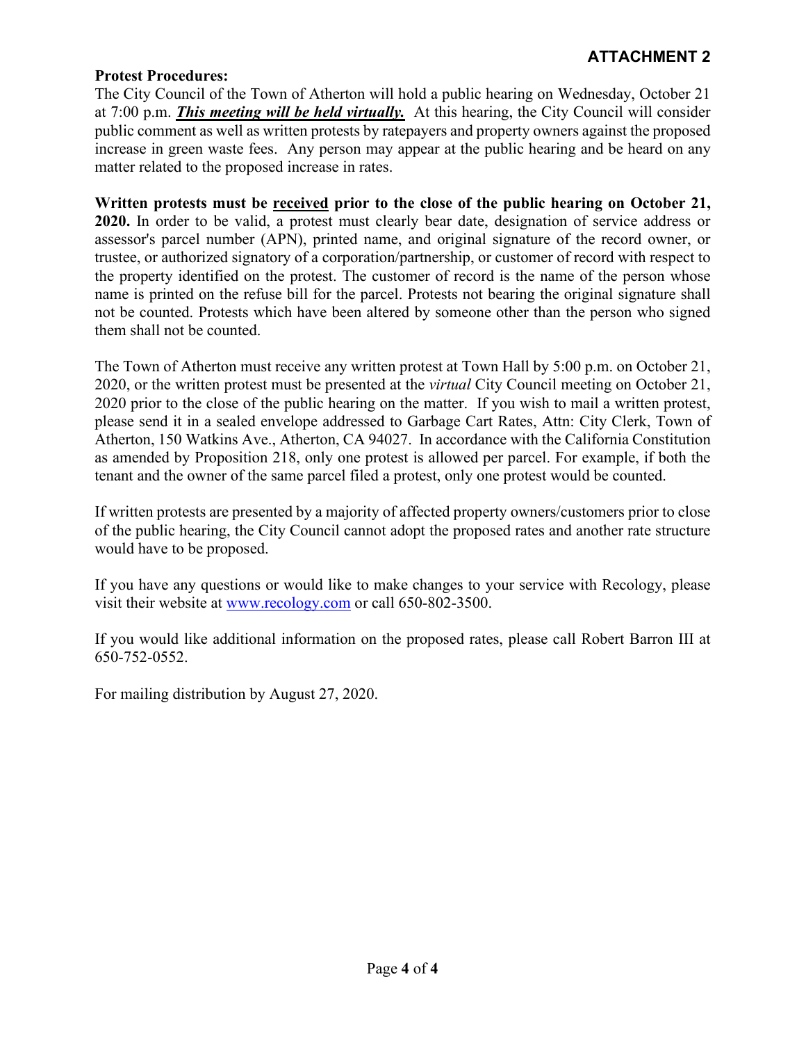**ATTACHMENT 2**

**Protest Procedures:**
The City Council of the Town of Atherton will hold a public hearing on Wednesday, October 21 at 7:00 p.m. ***This meeting will be held virtually.*** At this hearing, the City Council will consider public comment as well as written protests by ratepayers and property owners against the proposed increase in green waste fees. Any person may appear at the public hearing and be heard on any matter related to the proposed increase in rates.

**Written protests must be received prior to the close of the public hearing on October 21, 2020.** In order to be valid, a protest must clearly bear date, designation of service address or assessor's parcel number (APN), printed name, and original signature of the record owner, or trustee, or authorized signatory of a corporation/partnership, or customer of record with respect to the property identified on the protest. The customer of record is the name of the person whose name is printed on the refuse bill for the parcel. Protests not bearing the original signature shall not be counted. Protests which have been altered by someone other than the person who signed them shall not be counted.

The Town of Atherton must receive any written protest at Town Hall by 5:00 p.m. on October 21, 2020, or the written protest must be presented at the *virtual* City Council meeting on October 21, 2020 prior to the close of the public hearing on the matter. If you wish to mail a written protest, please send it in a sealed envelope addressed to Garbage Cart Rates, Attn: City Clerk, Town of Atherton, 150 Watkins Ave., Atherton, CA 94027. In accordance with the California Constitution as amended by Proposition 218, only one protest is allowed per parcel. For example, if both the tenant and the owner of the same parcel filed a protest, only one protest would be counted.

If written protests are presented by a majority of affected property owners/customers prior to close of the public hearing, the City Council cannot adopt the proposed rates and another rate structure would have to be proposed.

If you have any questions or would like to make changes to your service with Recology, please visit their website at www.recology.com or call 650-802-3500.

If you would like additional information on the proposed rates, please call Robert Barron III at 650-752-0552.

For mailing distribution by August 27, 2020.